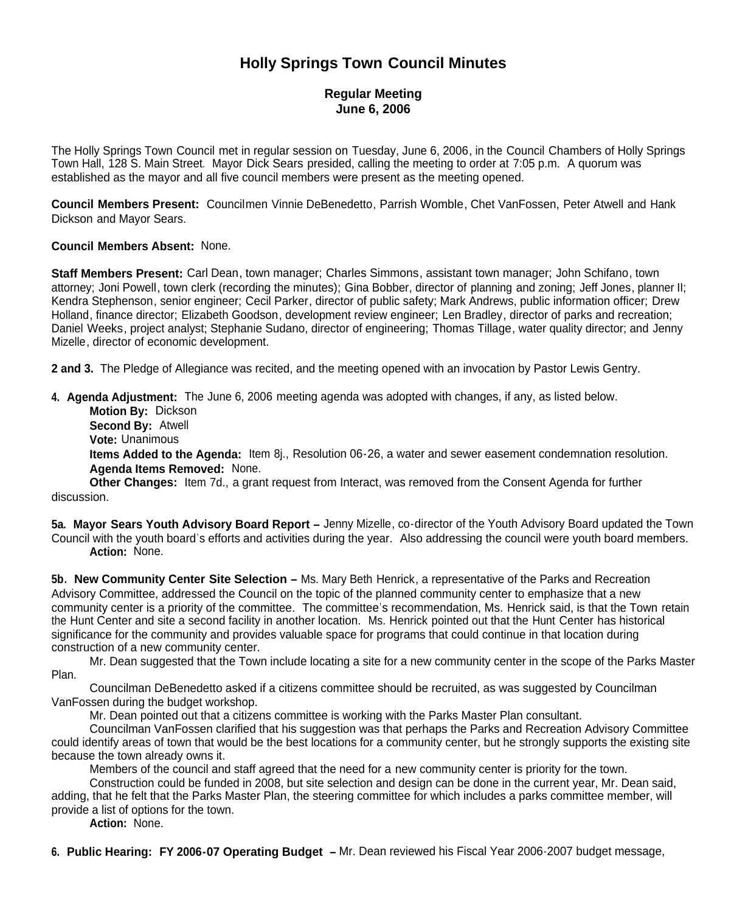# Holly Springs Town Council Minutes

## Regular Meeting
## June 6, 2006

The Holly Springs Town Council met in regular session on Tuesday, June 6, 2006, in the Council Chambers of Holly Springs Town Hall, 128 S. Main Street. Mayor Dick Sears presided, calling the meeting to order at 7:05 p.m. A quorum was established as the mayor and all five council members were present as the meeting opened.

**Council Members Present:** Councilmen Vinnie DeBenedetto, Parrish Womble, Chet VanFossen, Peter Atwell and Hank Dickson and Mayor Sears.

**Council Members Absent:** None.

**Staff Members Present:** Carl Dean, town manager; Charles Simmons, assistant town manager; John Schifano, town attorney; Joni Powell, town clerk (recording the minutes); Gina Bobber, director of planning and zoning; Jeff Jones, planner II; Kendra Stephenson, senior engineer; Cecil Parker, director of public safety; Mark Andrews, public information officer; Drew Holland, finance director; Elizabeth Goodson, development review engineer; Len Bradley, director of parks and recreation; Daniel Weeks, project analyst; Stephanie Sudano, director of engineering; Thomas Tillage, water quality director; and Jenny Mizelle, director of economic development.

**2 and 3.** The Pledge of Allegiance was recited, and the meeting opened with an invocation by Pastor Lewis Gentry.

**4. Agenda Adjustment:** The June 6, 2006 meeting agenda was adopted with changes, if any, as listed below.

**Motion By:** Dickson
**Second By:** Atwell
**Vote:** Unanimous
**Items Added to the Agenda:** Item 8j., Resolution 06-26, a water and sewer easement condemnation resolution.
**Agenda Items Removed:** None.
**Other Changes:** Item 7d., a grant request from Interact, was removed from the Consent Agenda for further discussion.

**5a. Mayor Sears Youth Advisory Board Report –** Jenny Mizelle, co-director of the Youth Advisory Board updated the Town Council with the youth board's efforts and activities during the year. Also addressing the council were youth board members.
**Action:** None.

**5b. New Community Center Site Selection –** Ms. Mary Beth Henrick, a representative of the Parks and Recreation Advisory Committee, addressed the Council on the topic of the planned community center to emphasize that a new community center is a priority of the committee. The committee's recommendation, Ms. Henrick said, is that the Town retain the Hunt Center and site a second facility in another location. Ms. Henrick pointed out that the Hunt Center has historical significance for the community and provides valuable space for programs that could continue in that location during construction of a new community center.

Mr. Dean suggested that the Town include locating a site for a new community center in the scope of the Parks Master Plan.

Councilman DeBenedetto asked if a citizens committee should be recruited, as was suggested by Councilman VanFossen during the budget workshop.

Mr. Dean pointed out that a citizens committee is working with the Parks Master Plan consultant.

Councilman VanFossen clarified that his suggestion was that perhaps the Parks and Recreation Advisory Committee could identify areas of town that would be the best locations for a community center, but he strongly supports the existing site because the town already owns it.

Members of the council and staff agreed that the need for a new community center is priority for the town.

Construction could be funded in 2008, but site selection and design can be done in the current year, Mr. Dean said, adding, that he felt that the Parks Master Plan, the steering committee for which includes a parks committee member, will provide a list of options for the town.

**Action:** None.

**6. Public Hearing: FY 2006-07 Operating Budget –** Mr. Dean reviewed his Fiscal Year 2006-2007 budget message,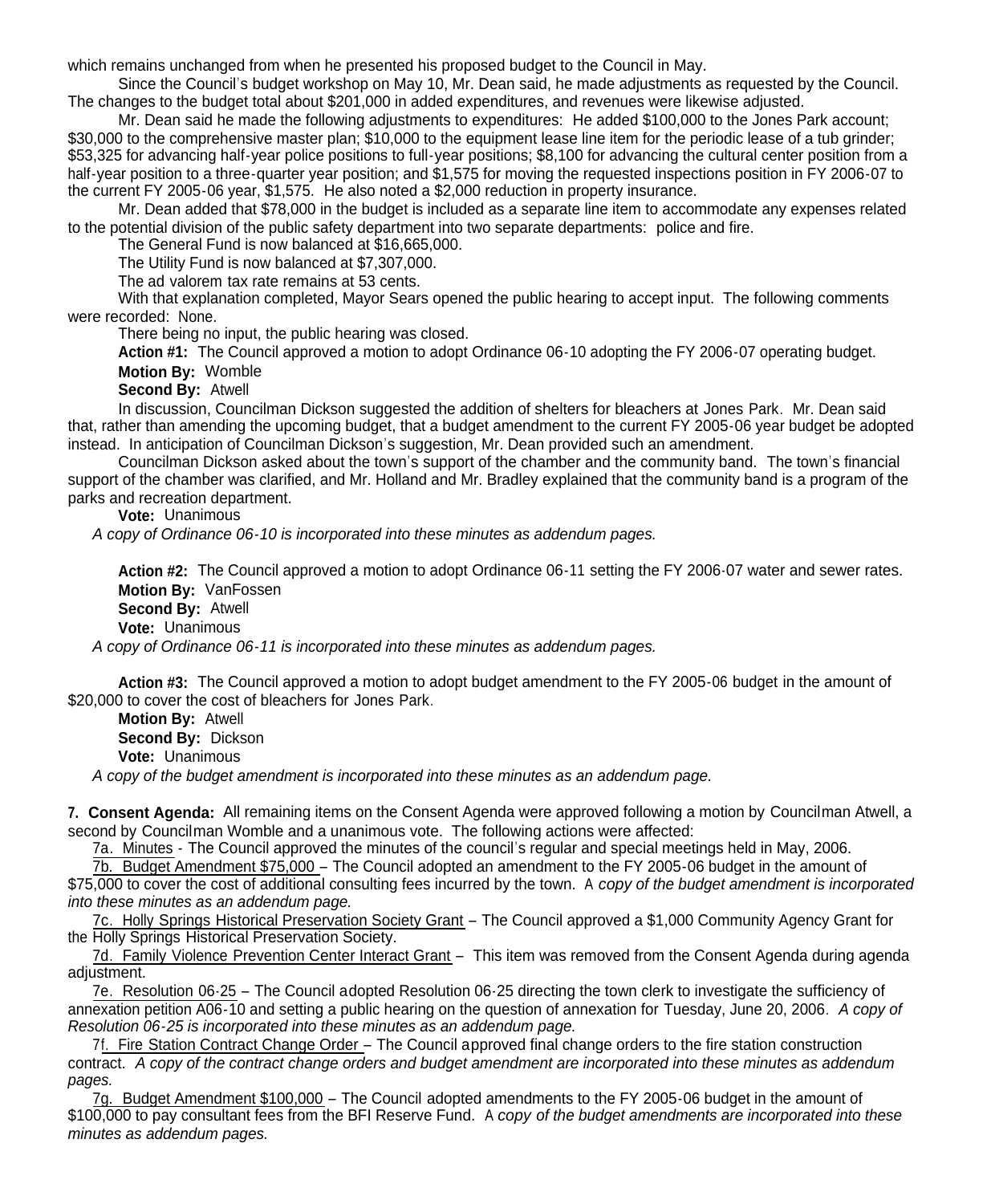which remains unchanged from when he presented his proposed budget to the Council in May.

Since the Council's budget workshop on May 10, Mr. Dean said, he made adjustments as requested by the Council. The changes to the budget total about $201,000 in added expenditures, and revenues were likewise adjusted.

Mr. Dean said he made the following adjustments to expenditures: He added $100,000 to the Jones Park account; $30,000 to the comprehensive master plan; $10,000 to the equipment lease line item for the periodic lease of a tub grinder; $53,325 for advancing half-year police positions to full-year positions; $8,100 for advancing the cultural center position from a half-year position to a three-quarter year position; and $1,575 for moving the requested inspections position in FY 2006-07 to the current FY 2005-06 year, $1,575. He also noted a $2,000 reduction in property insurance.

Mr. Dean added that $78,000 in the budget is included as a separate line item to accommodate any expenses related to the potential division of the public safety department into two separate departments: police and fire.

The General Fund is now balanced at $16,665,000.

The Utility Fund is now balanced at $7,307,000.

The ad valorem tax rate remains at 53 cents.

With that explanation completed, Mayor Sears opened the public hearing to accept input. The following comments were recorded: None.

There being no input, the public hearing was closed.

**Action #1:** The Council approved a motion to adopt Ordinance 06-10 adopting the FY 2006-07 operating budget.
**Motion By:** Womble
**Second By:** Atwell

In discussion, Councilman Dickson suggested the addition of shelters for bleachers at Jones Park. Mr. Dean said that, rather than amending the upcoming budget, that a budget amendment to the current FY 2005-06 year budget be adopted instead. In anticipation of Councilman Dickson's suggestion, Mr. Dean provided such an amendment.

Councilman Dickson asked about the town's support of the chamber and the community band. The town's financial support of the chamber was clarified, and Mr. Holland and Mr. Bradley explained that the community band is a program of the parks and recreation department.

**Vote:** Unanimous

*A copy of Ordinance 06-10 is incorporated into these minutes as addendum pages.*

**Action #2:** The Council approved a motion to adopt Ordinance 06-11 setting the FY 2006-07 water and sewer rates.
**Motion By:** VanFossen
**Second By:** Atwell
**Vote:** Unanimous

*A copy of Ordinance 06-11 is incorporated into these minutes as addendum pages.*

**Action #3:** The Council approved a motion to adopt budget amendment to the FY 2005-06 budget in the amount of $20,000 to cover the cost of bleachers for Jones Park.
**Motion By:** Atwell
**Second By:** Dickson
**Vote:** Unanimous

*A copy of the budget amendment is incorporated into these minutes as an addendum page.*

**7. Consent Agenda:** All remaining items on the Consent Agenda were approved following a motion by Councilman Atwell, a second by Councilman Womble and a unanimous vote. The following actions were affected:

7a. Minutes - The Council approved the minutes of the council's regular and special meetings held in May, 2006.

7b. Budget Amendment $75,000 – The Council adopted an amendment to the FY 2005-06 budget in the amount of $75,000 to cover the cost of additional consulting fees incurred by the town. A *copy of the budget amendment is incorporated into these minutes as an addendum page.*

7c. Holly Springs Historical Preservation Society Grant – The Council approved a $1,000 Community Agency Grant for the Holly Springs Historical Preservation Society.

7d. Family Violence Prevention Center Interact Grant – This item was removed from the Consent Agenda during agenda adjustment.

7e. Resolution 06-25 – The Council adopted Resolution 06-25 directing the town clerk to investigate the sufficiency of annexation petition A06-10 and setting a public hearing on the question of annexation for Tuesday, June 20, 2006. *A copy of Resolution 06-25 is incorporated into these minutes as an addendum page.*

7f. Fire Station Contract Change Order – The Council approved final change orders to the fire station construction contract. *A copy of the contract change orders and budget amendment are incorporated into these minutes as addendum pages.*

7g. Budget Amendment $100,000 – The Council adopted amendments to the FY 2005-06 budget in the amount of $100,000 to pay consultant fees from the BFI Reserve Fund. A *copy of the budget amendments are incorporated into these minutes as addendum pages.*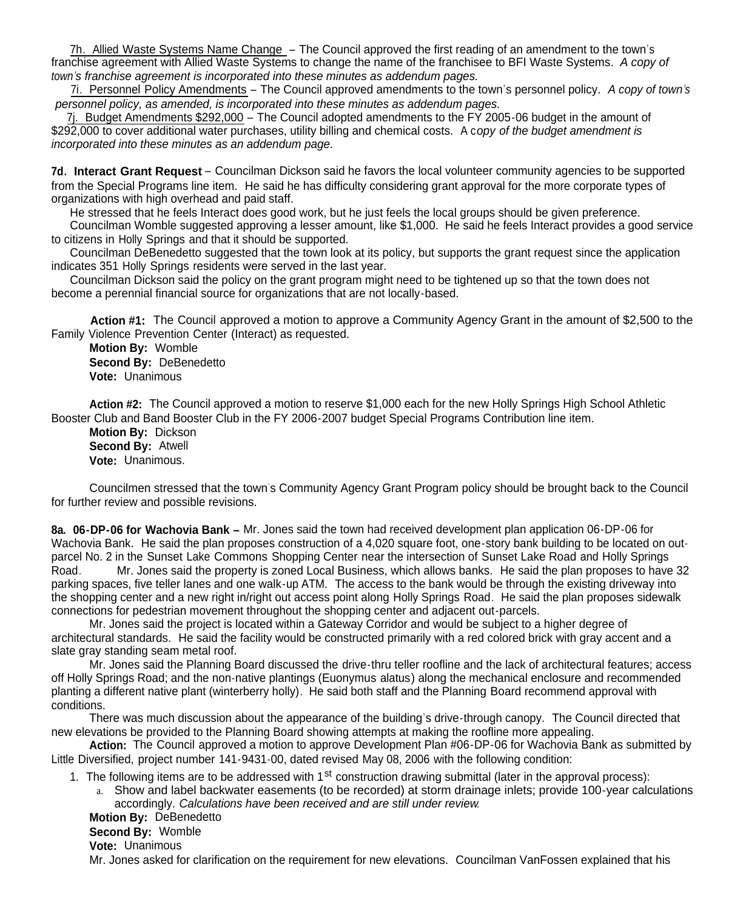7h. Allied Waste Systems Name Change – The Council approved the first reading of an amendment to the town's franchise agreement with Allied Waste Systems to change the name of the franchisee to BFI Waste Systems. *A copy of town's franchise agreement is incorporated into these minutes as addendum pages.*

7i. Personnel Policy Amendments – The Council approved amendments to the town's personnel policy. *A copy of town's personnel policy, as amended, is incorporated into these minutes as addendum pages.*

7j. Budget Amendments $292,000 – The Council adopted amendments to the FY 2005-06 budget in the amount of $292,000 to cover additional water purchases, utility billing and chemical costs. A c*opy of the budget amendment is incorporated into these minutes as an addendum page.*

**7d. Interact Grant Request** – Councilman Dickson said he favors the local volunteer community agencies to be supported from the Special Programs line item. He said he has difficulty considering grant approval for the more corporate types of organizations with high overhead and paid staff.

He stressed that he feels Interact does good work, but he just feels the local groups should be given preference.

Councilman Womble suggested approving a lesser amount, like $1,000. He said he feels Interact provides a good service to citizens in Holly Springs and that it should be supported.

Councilman DeBenedetto suggested that the town look at its policy, but supports the grant request since the application indicates 351 Holly Springs residents were served in the last year.

Councilman Dickson said the policy on the grant program might need to be tightened up so that the town does not become a perennial financial source for organizations that are not locally-based.

**Action #1:** The Council approved a motion to approve a Community Agency Grant in the amount of $2,500 to the Family Violence Prevention Center (Interact) as requested.

**Motion By:** Womble
**Second By:** DeBenedetto
**Vote:** Unanimous

**Action #2:** The Council approved a motion to reserve $1,000 each for the new Holly Springs High School Athletic Booster Club and Band Booster Club in the FY 2006-2007 budget Special Programs Contribution line item.

**Motion By:** Dickson
**Second By:** Atwell
**Vote:** Unanimous.

Councilmen stressed that the town's Community Agency Grant Program policy should be brought back to the Council for further review and possible revisions.

**8a. 06-DP-06 for Wachovia Bank –** Mr. Jones said the town had received development plan application 06-DP-06 for Wachovia Bank. He said the plan proposes construction of a 4,020 square foot, one-story bank building to be located on out-parcel No. 2 in the Sunset Lake Commons Shopping Center near the intersection of Sunset Lake Road and Holly Springs Road. Mr. Jones said the property is zoned Local Business, which allows banks. He said the plan proposes to have 32 parking spaces, five teller lanes and one walk-up ATM. The access to the bank would be through the existing driveway into the shopping center and a new right in/right out access point along Holly Springs Road. He said the plan proposes sidewalk connections for pedestrian movement throughout the shopping center and adjacent out-parcels.

Mr. Jones said the project is located within a Gateway Corridor and would be subject to a higher degree of architectural standards. He said the facility would be constructed primarily with a red colored brick with gray accent and a slate gray standing seam metal roof.

Mr. Jones said the Planning Board discussed the drive-thru teller roofline and the lack of architectural features; access off Holly Springs Road; and the non-native plantings (Euonymus alatus) along the mechanical enclosure and recommended planting a different native plant (winterberry holly). He said both staff and the Planning Board recommend approval with conditions.

There was much discussion about the appearance of the building's drive-through canopy. The Council directed that new elevations be provided to the Planning Board showing attempts at making the roofline more appealing.

**Action:** The Council approved a motion to approve Development Plan #06-DP-06 for Wachovia Bank as submitted by Little Diversified, project number 141-9431-00, dated revised May 08, 2006 with the following condition:

1. The following items are to be addressed with 1st construction drawing submittal (later in the approval process):
   a. Show and label backwater easements (to be recorded) at storm drainage inlets; provide 100-year calculations accordingly. *Calculations have been received and are still under review.*

**Motion By:** DeBenedetto
**Second By:** Womble
**Vote:** Unanimous

Mr. Jones asked for clarification on the requirement for new elevations. Councilman VanFossen explained that his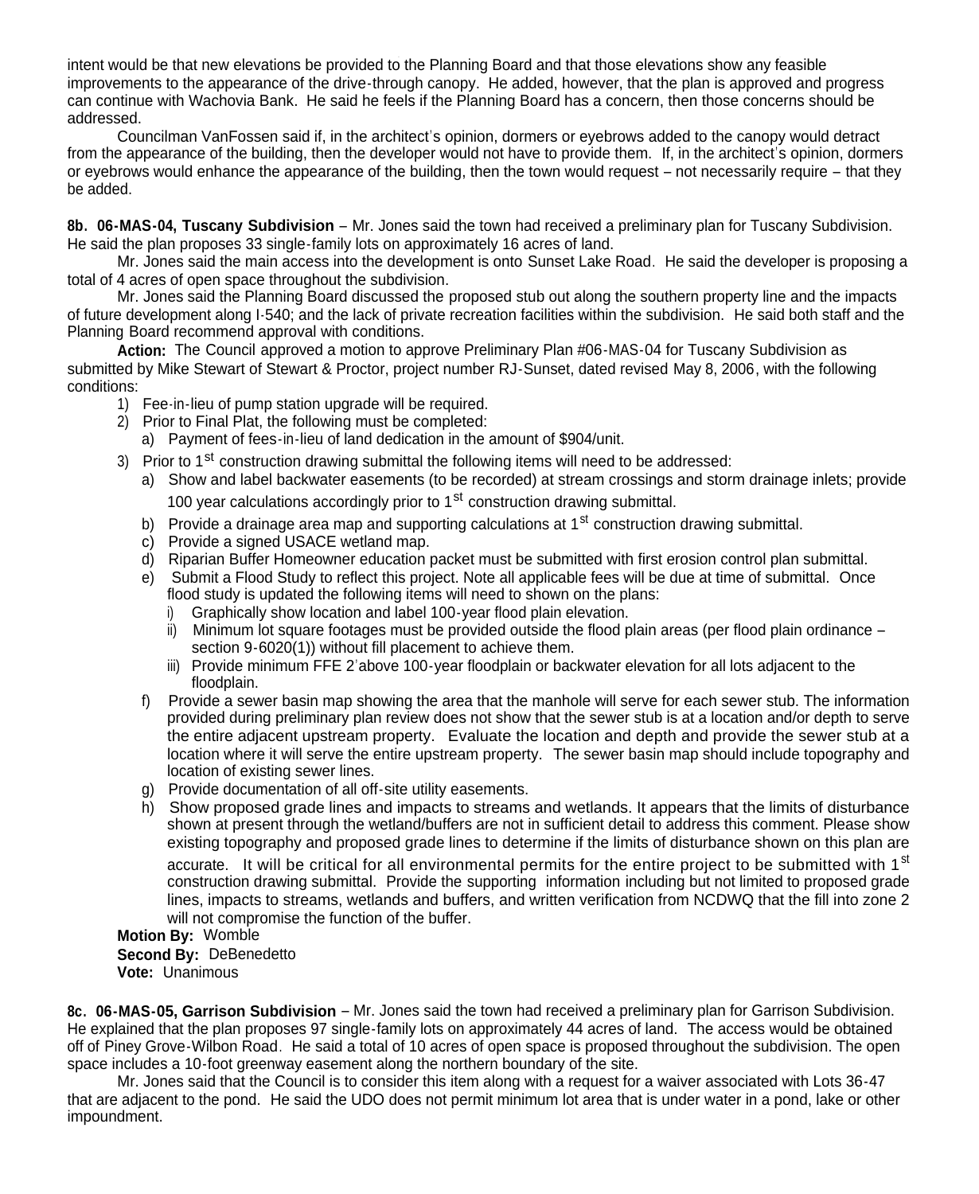intent would be that new elevations be provided to the Planning Board and that those elevations show any feasible improvements to the appearance of the drive-through canopy. He added, however, that the plan is approved and progress can continue with Wachovia Bank. He said he feels if the Planning Board has a concern, then those concerns should be addressed.

Councilman VanFossen said if, in the architect's opinion, dormers or eyebrows added to the canopy would detract from the appearance of the building, then the developer would not have to provide them. If, in the architect's opinion, dormers or eyebrows would enhance the appearance of the building, then the town would request – not necessarily require – that they be added.

**8b. 06-MAS-04, Tuscany Subdivision** – Mr. Jones said the town had received a preliminary plan for Tuscany Subdivision. He said the plan proposes 33 single-family lots on approximately 16 acres of land.

Mr. Jones said the main access into the development is onto Sunset Lake Road. He said the developer is proposing a total of 4 acres of open space throughout the subdivision.

Mr. Jones said the Planning Board discussed the proposed stub out along the southern property line and the impacts of future development along I-540; and the lack of private recreation facilities within the subdivision. He said both staff and the Planning Board recommend approval with conditions.

**Action:** The Council approved a motion to approve Preliminary Plan #06-MAS-04 for Tuscany Subdivision as submitted by Mike Stewart of Stewart & Proctor, project number RJ-Sunset, dated revised May 8, 2006, with the following conditions:

1) Fee-in-lieu of pump station upgrade will be required.
2) Prior to Final Plat, the following must be completed:
   a) Payment of fees-in-lieu of land dedication in the amount of $904/unit.
3) Prior to 1st construction drawing submittal the following items will need to be addressed:
   a) Show and label backwater easements (to be recorded) at stream crossings and storm drainage inlets; provide 100 year calculations accordingly prior to 1st construction drawing submittal.
   b) Provide a drainage area map and supporting calculations at 1st construction drawing submittal.
   c) Provide a signed USACE wetland map.
   d) Riparian Buffer Homeowner education packet must be submitted with first erosion control plan submittal.
   e) Submit a Flood Study to reflect this project. Note all applicable fees will be due at time of submittal. Once flood study is updated the following items will need to shown on the plans:
      i) Graphically show location and label 100-year flood plain elevation.
      ii) Minimum lot square footages must be provided outside the flood plain areas (per flood plain ordinance – section 9-6020(1)) without fill placement to achieve them.
      iii) Provide minimum FFE 2' above 100-year floodplain or backwater elevation for all lots adjacent to the floodplain.
   f) Provide a sewer basin map showing the area that the manhole will serve for each sewer stub. The information provided during preliminary plan review does not show that the sewer stub is at a location and/or depth to serve the entire adjacent upstream property. Evaluate the location and depth and provide the sewer stub at a location where it will serve the entire upstream property. The sewer basin map should include topography and location of existing sewer lines.
   g) Provide documentation of all off-site utility easements.
   h) Show proposed grade lines and impacts to streams and wetlands. It appears that the limits of disturbance shown at present through the wetland/buffers are not in sufficient detail to address this comment. Please show existing topography and proposed grade lines to determine if the limits of disturbance shown on this plan are accurate. It will be critical for all environmental permits for the entire project to be submitted with 1st construction drawing submittal. Provide the supporting information including but not limited to proposed grade lines, impacts to streams, wetlands and buffers, and written verification from NCDWQ that the fill into zone 2 will not compromise the function of the buffer.

**Motion By:** Womble
**Second By:** DeBenedetto
**Vote:** Unanimous

**8c. 06-MAS-05, Garrison Subdivision** – Mr. Jones said the town had received a preliminary plan for Garrison Subdivision. He explained that the plan proposes 97 single-family lots on approximately 44 acres of land. The access would be obtained off of Piney Grove-Wilbon Road. He said a total of 10 acres of open space is proposed throughout the subdivision. The open space includes a 10-foot greenway easement along the northern boundary of the site.

Mr. Jones said that the Council is to consider this item along with a request for a waiver associated with Lots 36-47 that are adjacent to the pond. He said the UDO does not permit minimum lot area that is under water in a pond, lake or other impoundment.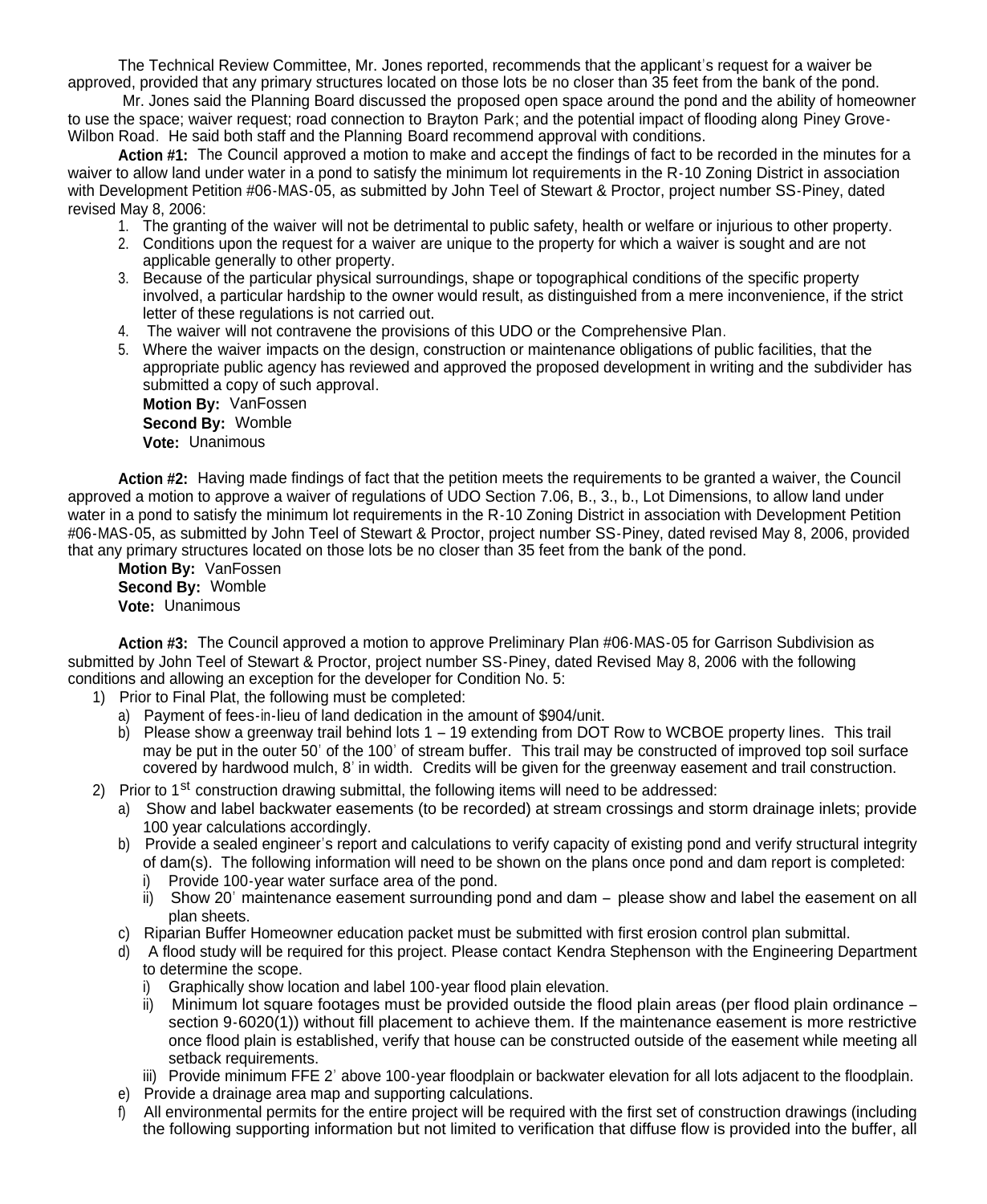The Technical Review Committee, Mr. Jones reported, recommends that the applicant's request for a waiver be approved, provided that any primary structures located on those lots be no closer than 35 feet from the bank of the pond.

Mr. Jones said the Planning Board discussed the proposed open space around the pond and the ability of homeowner to use the space; waiver request; road connection to Brayton Park; and the potential impact of flooding along Piney Grove-Wilbon Road. He said both staff and the Planning Board recommend approval with conditions.

**Action #1:** The Council approved a motion to make and accept the findings of fact to be recorded in the minutes for a waiver to allow land under water in a pond to satisfy the minimum lot requirements in the R-10 Zoning District in association with Development Petition #06-MAS-05, as submitted by John Teel of Stewart & Proctor, project number SS-Piney, dated revised May 8, 2006:

1. The granting of the waiver will not be detrimental to public safety, health or welfare or injurious to other property.
2. Conditions upon the request for a waiver are unique to the property for which a waiver is sought and are not applicable generally to other property.
3. Because of the particular physical surroundings, shape or topographical conditions of the specific property involved, a particular hardship to the owner would result, as distinguished from a mere inconvenience, if the strict letter of these regulations is not carried out.
4. The waiver will not contravene the provisions of this UDO or the Comprehensive Plan.
5. Where the waiver impacts on the design, construction or maintenance obligations of public facilities, that the appropriate public agency has reviewed and approved the proposed development in writing and the subdivider has submitted a copy of such approval.

**Motion By:** VanFossen
**Second By:** Womble
**Vote:** Unanimous

**Action #2:** Having made findings of fact that the petition meets the requirements to be granted a waiver, the Council approved a motion to approve a waiver of regulations of UDO Section 7.06, B., 3., b., Lot Dimensions, to allow land under water in a pond to satisfy the minimum lot requirements in the R-10 Zoning District in association with Development Petition #06-MAS-05, as submitted by John Teel of Stewart & Proctor, project number SS-Piney, dated revised May 8, 2006, provided that any primary structures located on those lots be no closer than 35 feet from the bank of the pond.

**Motion By:** VanFossen
**Second By:** Womble
**Vote:** Unanimous

**Action #3:** The Council approved a motion to approve Preliminary Plan #06-MAS-05 for Garrison Subdivision as submitted by John Teel of Stewart & Proctor, project number SS-Piney, dated Revised May 8, 2006 with the following conditions and allowing an exception for the developer for Condition No. 5:

1) Prior to Final Plat, the following must be completed:
   a) Payment of fees-in-lieu of land dedication in the amount of $904/unit.
   b) Please show a greenway trail behind lots 1 – 19 extending from DOT Row to WCBOE property lines. This trail may be put in the outer 50' of the 100' of stream buffer. This trail may be constructed of improved top soil surface covered by hardwood mulch, 8' in width. Credits will be given for the greenway easement and trail construction.
2) Prior to 1st construction drawing submittal, the following items will need to be addressed:
   a) Show and label backwater easements (to be recorded) at stream crossings and storm drainage inlets; provide 100 year calculations accordingly.
   b) Provide a sealed engineer's report and calculations to verify capacity of existing pond and verify structural integrity of dam(s). The following information will need to be shown on the plans once pond and dam report is completed:
      i) Provide 100-year water surface area of the pond.
      ii) Show 20' maintenance easement surrounding pond and dam – please show and label the easement on all plan sheets.
   c) Riparian Buffer Homeowner education packet must be submitted with first erosion control plan submittal.
   d) A flood study will be required for this project. Please contact Kendra Stephenson with the Engineering Department to determine the scope.
      i) Graphically show location and label 100-year flood plain elevation.
      ii) Minimum lot square footages must be provided outside the flood plain areas (per flood plain ordinance – section 9-6020(1)) without fill placement to achieve them. If the maintenance easement is more restrictive once flood plain is established, verify that house can be constructed outside of the easement while meeting all setback requirements.
      iii) Provide minimum FFE 2' above 100-year floodplain or backwater elevation for all lots adjacent to the floodplain.
   e) Provide a drainage area map and supporting calculations.
   f) All environmental permits for the entire project will be required with the first set of construction drawings (including the following supporting information but not limited to verification that diffuse flow is provided into the buffer, all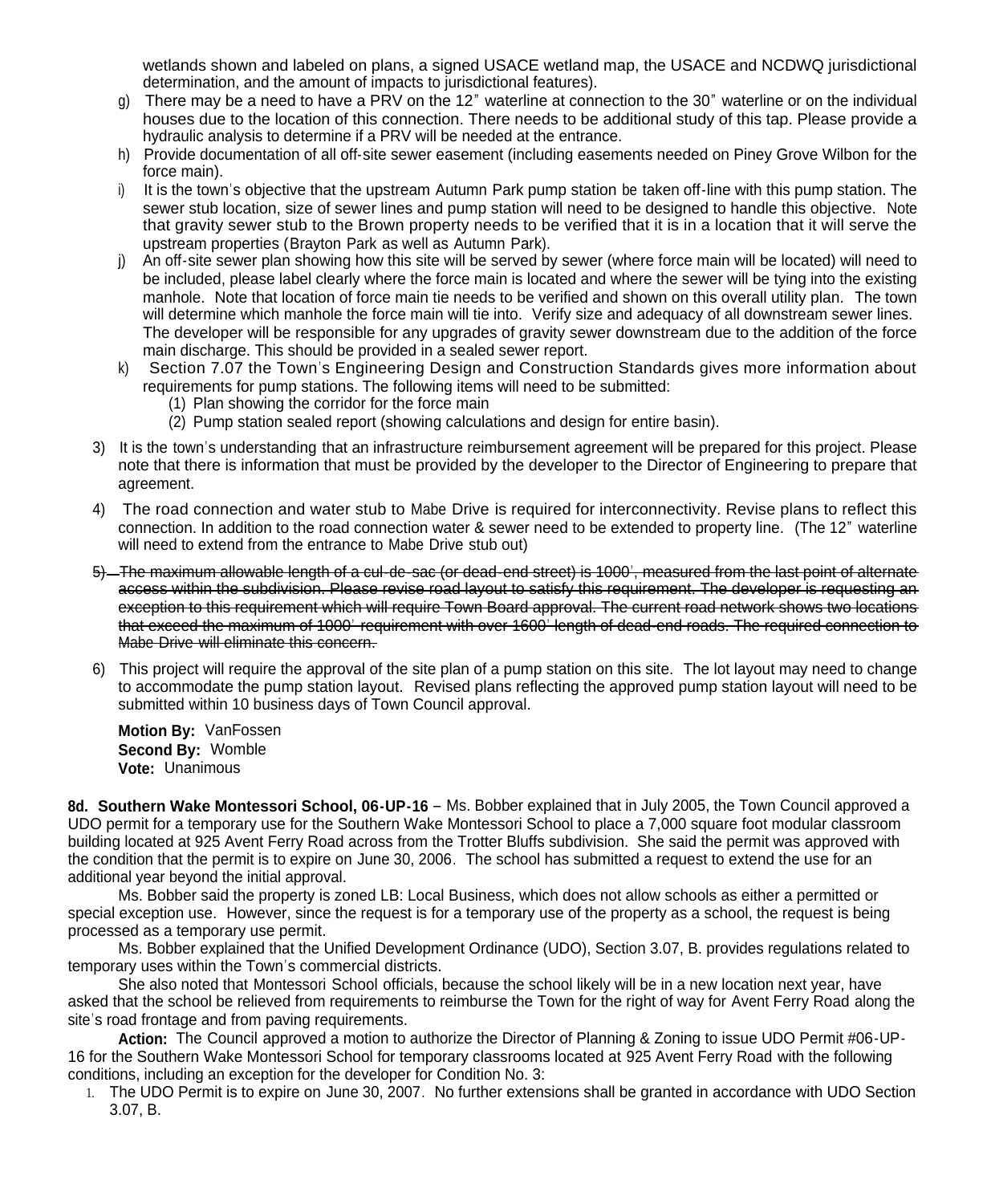wetlands shown and labeled on plans, a signed USACE wetland map, the USACE and NCDWQ jurisdictional determination, and the amount of impacts to jurisdictional features).

g) There may be a need to have a PRV on the 12" waterline at connection to the 30" waterline or on the individual houses due to the location of this connection. There needs to be additional study of this tap. Please provide a hydraulic analysis to determine if a PRV will be needed at the entrance.

h) Provide documentation of all off-site sewer easement (including easements needed on Piney Grove Wilbon for the force main).

i) It is the town's objective that the upstream Autumn Park pump station be taken off-line with this pump station. The sewer stub location, size of sewer lines and pump station will need to be designed to handle this objective. Note that gravity sewer stub to the Brown property needs to be verified that it is in a location that it will serve the upstream properties (Brayton Park as well as Autumn Park).

j) An off-site sewer plan showing how this site will be served by sewer (where force main will be located) will need to be included, please label clearly where the force main is located and where the sewer will be tying into the existing manhole. Note that location of force main tie needs to be verified and shown on this overall utility plan. The town will determine which manhole the force main will tie into. Verify size and adequacy of all downstream sewer lines. The developer will be responsible for any upgrades of gravity sewer downstream due to the addition of the force main discharge. This should be provided in a sealed sewer report.

k) Section 7.07 the Town's Engineering Design and Construction Standards gives more information about requirements for pump stations. The following items will need to be submitted:
   (1) Plan showing the corridor for the force main
   (2) Pump station sealed report (showing calculations and design for entire basin).

3) It is the town's understanding that an infrastructure reimbursement agreement will be prepared for this project. Please note that there is information that must be provided by the developer to the Director of Engineering to prepare that agreement.

4) The road connection and water stub to Mabe Drive is required for interconnectivity. Revise plans to reflect this connection. In addition to the road connection water & sewer need to be extended to property line. (The 12" waterline will need to extend from the entrance to Mabe Drive stub out)

5) ~~The maximum allowable length of a cul-de-sac (or dead-end street) is 1000', measured from the last point of alternate access within the subdivision. Please revise road layout to satisfy this requirement. The developer is requesting an exception to this requirement which will require Town Board approval. The current road network shows two locations that exceed the maximum of 1000' requirement with over 1600' length of dead-end roads. The required connection to Mabe Drive will eliminate this concern.~~

6) This project will require the approval of the site plan of a pump station on this site. The lot layout may need to change to accommodate the pump station layout. Revised plans reflecting the approved pump station layout will need to be submitted within 10 business days of Town Council approval.

**Motion By:** VanFossen
**Second By:** Womble
**Vote:** Unanimous

**8d. Southern Wake Montessori School, 06-UP-16** – Ms. Bobber explained that in July 2005, the Town Council approved a UDO permit for a temporary use for the Southern Wake Montessori School to place a 7,000 square foot modular classroom building located at 925 Avent Ferry Road across from the Trotter Bluffs subdivision. She said the permit was approved with the condition that the permit is to expire on June 30, 2006. The school has submitted a request to extend the use for an additional year beyond the initial approval.

Ms. Bobber said the property is zoned LB: Local Business, which does not allow schools as either a permitted or special exception use. However, since the request is for a temporary use of the property as a school, the request is being processed as a temporary use permit.

Ms. Bobber explained that the Unified Development Ordinance (UDO), Section 3.07, B. provides regulations related to temporary uses within the Town's commercial districts.

She also noted that Montessori School officials, because the school likely will be in a new location next year, have asked that the school be relieved from requirements to reimburse the Town for the right of way for Avent Ferry Road along the site's road frontage and from paving requirements.

**Action:** The Council approved a motion to authorize the Director of Planning & Zoning to issue UDO Permit #06-UP-16 for the Southern Wake Montessori School for temporary classrooms located at 925 Avent Ferry Road with the following conditions, including an exception for the developer for Condition No. 3:

1. The UDO Permit is to expire on June 30, 2007. No further extensions shall be granted in accordance with UDO Section 3.07, B.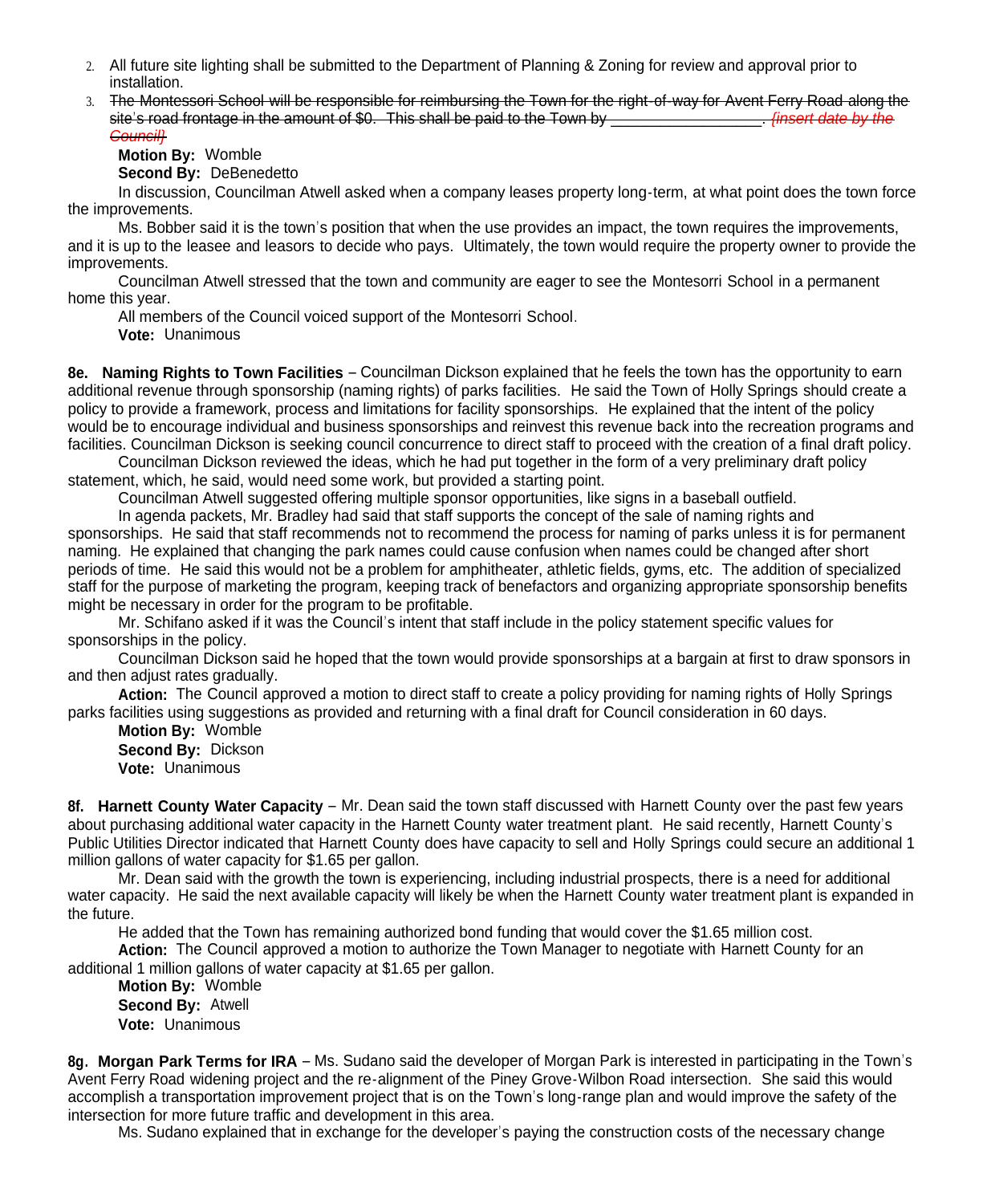2. All future site lighting shall be submitted to the Department of Planning & Zoning for review and approval prior to installation.
3. ~~The Montessori School will be responsible for reimbursing the Town for the right-of-way for Avent Ferry Road along the site's road frontage in the amount of $0. This shall be paid to the Town by __________________. *{insert date by the Council}*~~

**Motion By:** Womble
**Second By:** DeBenedetto

In discussion, Councilman Atwell asked when a company leases property long-term, at what point does the town force the improvements.

Ms. Bobber said it is the town's position that when the use provides an impact, the town requires the improvements, and it is up to the leasee and leasors to decide who pays. Ultimately, the town would require the property owner to provide the improvements.

Councilman Atwell stressed that the town and community are eager to see the Montesorri School in a permanent home this year.

All members of the Council voiced support of the Montesorri School.

**Vote:** Unanimous

**8e. Naming Rights to Town Facilities** – Councilman Dickson explained that he feels the town has the opportunity to earn additional revenue through sponsorship (naming rights) of parks facilities. He said the Town of Holly Springs should create a policy to provide a framework, process and limitations for facility sponsorships. He explained that the intent of the policy would be to encourage individual and business sponsorships and reinvest this revenue back into the recreation programs and facilities. Councilman Dickson is seeking council concurrence to direct staff to proceed with the creation of a final draft policy.

Councilman Dickson reviewed the ideas, which he had put together in the form of a very preliminary draft policy statement, which, he said, would need some work, but provided a starting point.

Councilman Atwell suggested offering multiple sponsor opportunities, like signs in a baseball outfield.

In agenda packets, Mr. Bradley had said that staff supports the concept of the sale of naming rights and sponsorships. He said that staff recommends not to recommend the process for naming of parks unless it is for permanent naming. He explained that changing the park names could cause confusion when names could be changed after short periods of time. He said this would not be a problem for amphitheater, athletic fields, gyms, etc. The addition of specialized staff for the purpose of marketing the program, keeping track of benefactors and organizing appropriate sponsorship benefits might be necessary in order for the program to be profitable.

Mr. Schifano asked if it was the Council's intent that staff include in the policy statement specific values for sponsorships in the policy.

Councilman Dickson said he hoped that the town would provide sponsorships at a bargain at first to draw sponsors in and then adjust rates gradually.

**Action:** The Council approved a motion to direct staff to create a policy providing for naming rights of Holly Springs parks facilities using suggestions as provided and returning with a final draft for Council consideration in 60 days.

**Motion By:** Womble
**Second By:** Dickson
**Vote:** Unanimous

**8f. Harnett County Water Capacity** – Mr. Dean said the town staff discussed with Harnett County over the past few years about purchasing additional water capacity in the Harnett County water treatment plant. He said recently, Harnett County's Public Utilities Director indicated that Harnett County does have capacity to sell and Holly Springs could secure an additional 1 million gallons of water capacity for $1.65 per gallon.

Mr. Dean said with the growth the town is experiencing, including industrial prospects, there is a need for additional water capacity. He said the next available capacity will likely be when the Harnett County water treatment plant is expanded in the future.

He added that the Town has remaining authorized bond funding that would cover the $1.65 million cost.

**Action:** The Council approved a motion to authorize the Town Manager to negotiate with Harnett County for an additional 1 million gallons of water capacity at $1.65 per gallon.

**Motion By:** Womble
**Second By:** Atwell
**Vote:** Unanimous

**8g. Morgan Park Terms for IRA** – Ms. Sudano said the developer of Morgan Park is interested in participating in the Town's Avent Ferry Road widening project and the re-alignment of the Piney Grove-Wilbon Road intersection. She said this would accomplish a transportation improvement project that is on the Town's long-range plan and would improve the safety of the intersection for more future traffic and development in this area.

Ms. Sudano explained that in exchange for the developer's paying the construction costs of the necessary change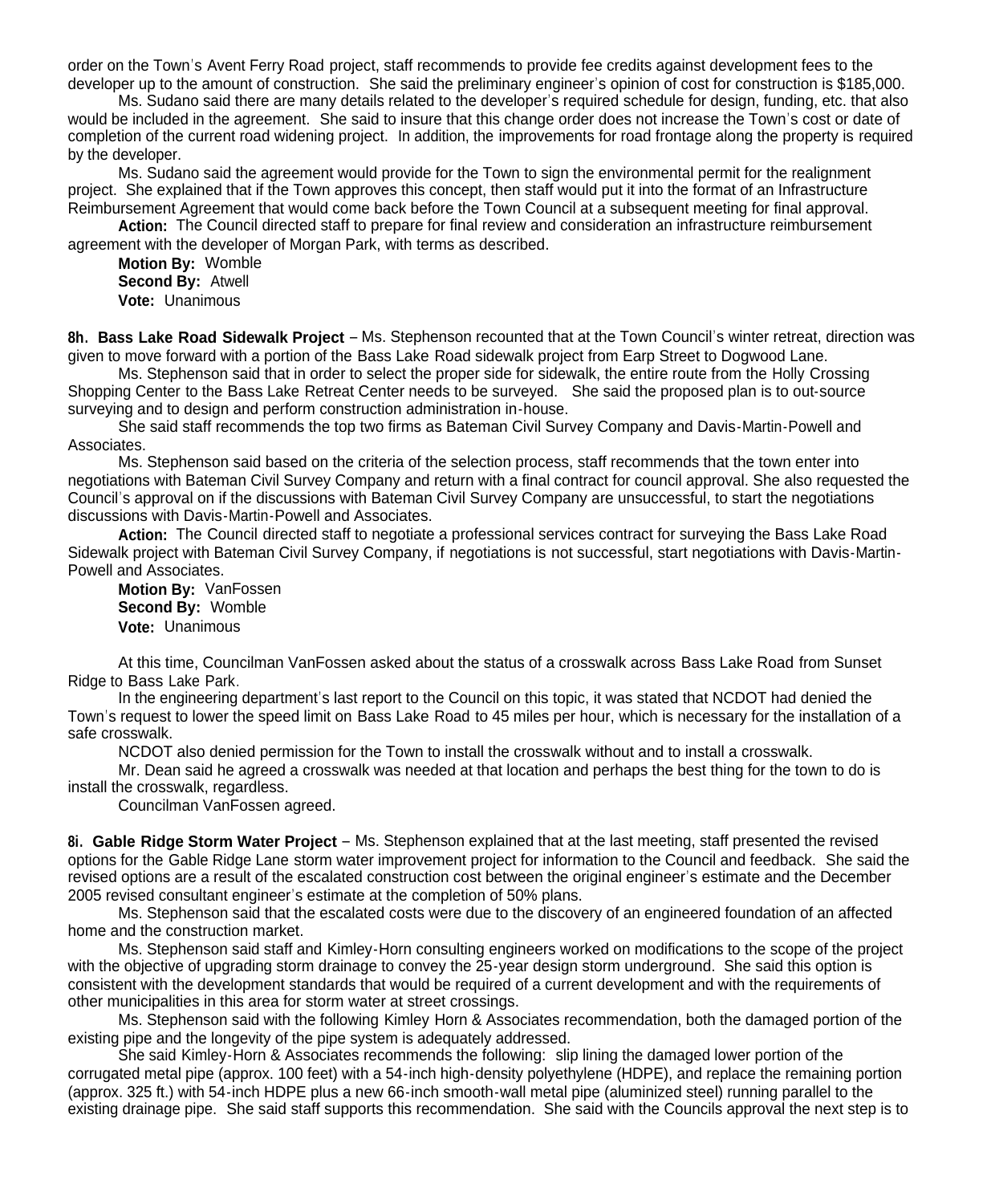order on the Town's Avent Ferry Road project, staff recommends to provide fee credits against development fees to the developer up to the amount of construction. She said the preliminary engineer's opinion of cost for construction is $185,000.

Ms. Sudano said there are many details related to the developer's required schedule for design, funding, etc. that also would be included in the agreement. She said to insure that this change order does not increase the Town's cost or date of completion of the current road widening project. In addition, the improvements for road frontage along the property is required by the developer.

Ms. Sudano said the agreement would provide for the Town to sign the environmental permit for the realignment project. She explained that if the Town approves this concept, then staff would put it into the format of an Infrastructure Reimbursement Agreement that would come back before the Town Council at a subsequent meeting for final approval.

**Action:** The Council directed staff to prepare for final review and consideration an infrastructure reimbursement agreement with the developer of Morgan Park, with terms as described.

**Motion By:** Womble
**Second By:** Atwell
**Vote:** Unanimous

**8h. Bass Lake Road Sidewalk Project** – Ms. Stephenson recounted that at the Town Council's winter retreat, direction was given to move forward with a portion of the Bass Lake Road sidewalk project from Earp Street to Dogwood Lane.

Ms. Stephenson said that in order to select the proper side for sidewalk, the entire route from the Holly Crossing Shopping Center to the Bass Lake Retreat Center needs to be surveyed. She said the proposed plan is to out-source surveying and to design and perform construction administration in-house.

She said staff recommends the top two firms as Bateman Civil Survey Company and Davis-Martin-Powell and Associates.

Ms. Stephenson said based on the criteria of the selection process, staff recommends that the town enter into negotiations with Bateman Civil Survey Company and return with a final contract for council approval. She also requested the Council's approval on if the discussions with Bateman Civil Survey Company are unsuccessful, to start the negotiations discussions with Davis-Martin-Powell and Associates.

**Action:** The Council directed staff to negotiate a professional services contract for surveying the Bass Lake Road Sidewalk project with Bateman Civil Survey Company, if negotiations is not successful, start negotiations with Davis-Martin-Powell and Associates.

**Motion By:** VanFossen
**Second By:** Womble
**Vote:** Unanimous

At this time, Councilman VanFossen asked about the status of a crosswalk across Bass Lake Road from Sunset Ridge to Bass Lake Park.

In the engineering department's last report to the Council on this topic, it was stated that NCDOT had denied the Town's request to lower the speed limit on Bass Lake Road to 45 miles per hour, which is necessary for the installation of a safe crosswalk.

NCDOT also denied permission for the Town to install the crosswalk without and to install a crosswalk.

Mr. Dean said he agreed a crosswalk was needed at that location and perhaps the best thing for the town to do is install the crosswalk, regardless.

Councilman VanFossen agreed.

**8i. Gable Ridge Storm Water Project** – Ms. Stephenson explained that at the last meeting, staff presented the revised options for the Gable Ridge Lane storm water improvement project for information to the Council and feedback. She said the revised options are a result of the escalated construction cost between the original engineer's estimate and the December 2005 revised consultant engineer's estimate at the completion of 50% plans.

Ms. Stephenson said that the escalated costs were due to the discovery of an engineered foundation of an affected home and the construction market.

Ms. Stephenson said staff and Kimley-Horn consulting engineers worked on modifications to the scope of the project with the objective of upgrading storm drainage to convey the 25-year design storm underground. She said this option is consistent with the development standards that would be required of a current development and with the requirements of other municipalities in this area for storm water at street crossings.

Ms. Stephenson said with the following Kimley Horn & Associates recommendation, both the damaged portion of the existing pipe and the longevity of the pipe system is adequately addressed.

She said Kimley-Horn & Associates recommends the following: slip lining the damaged lower portion of the corrugated metal pipe (approx. 100 feet) with a 54-inch high-density polyethylene (HDPE), and replace the remaining portion (approx. 325 ft.) with 54-inch HDPE plus a new 66-inch smooth-wall metal pipe (aluminized steel) running parallel to the existing drainage pipe. She said staff supports this recommendation. She said with the Councils approval the next step is to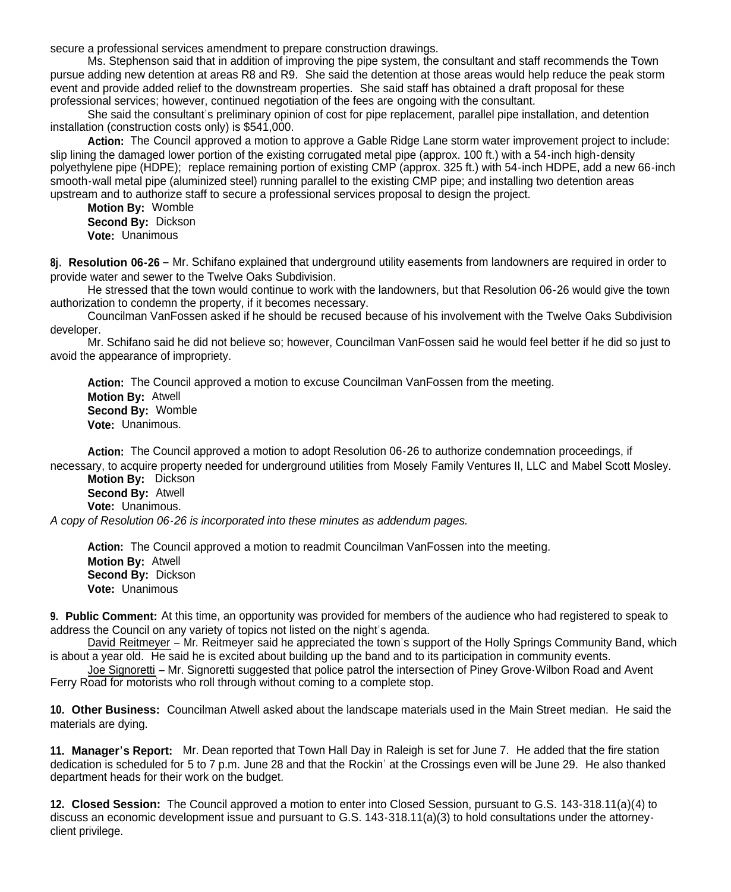secure a professional services amendment to prepare construction drawings.

Ms. Stephenson said that in addition of improving the pipe system, the consultant and staff recommends the Town pursue adding new detention at areas R8 and R9. She said the detention at those areas would help reduce the peak storm event and provide added relief to the downstream properties. She said staff has obtained a draft proposal for these professional services; however, continued negotiation of the fees are ongoing with the consultant.

She said the consultant's preliminary opinion of cost for pipe replacement, parallel pipe installation, and detention installation (construction costs only) is $541,000.

**Action:** The Council approved a motion to approve a Gable Ridge Lane storm water improvement project to include: slip lining the damaged lower portion of the existing corrugated metal pipe (approx. 100 ft.) with a 54-inch high-density polyethylene pipe (HDPE); replace remaining portion of existing CMP (approx. 325 ft.) with 54-inch HDPE, add a new 66-inch smooth-wall metal pipe (aluminized steel) running parallel to the existing CMP pipe; and installing two detention areas upstream and to authorize staff to secure a professional services proposal to design the project.

**Motion By:** Womble
**Second By:** Dickson
**Vote:** Unanimous

**8j. Resolution 06-26** – Mr. Schifano explained that underground utility easements from landowners are required in order to provide water and sewer to the Twelve Oaks Subdivision.

He stressed that the town would continue to work with the landowners, but that Resolution 06-26 would give the town authorization to condemn the property, if it becomes necessary.

Councilman VanFossen asked if he should be recused because of his involvement with the Twelve Oaks Subdivision developer.

Mr. Schifano said he did not believe so; however, Councilman VanFossen said he would feel better if he did so just to avoid the appearance of impropriety.

**Action:** The Council approved a motion to excuse Councilman VanFossen from the meeting.
**Motion By:** Atwell
**Second By:** Womble
**Vote:** Unanimous.

**Action:** The Council approved a motion to adopt Resolution 06-26 to authorize condemnation proceedings, if necessary, to acquire property needed for underground utilities from Mosely Family Ventures II, LLC and Mabel Scott Mosley.
**Motion By:** Dickson
**Second By:** Atwell
**Vote:** Unanimous.

*A copy of Resolution 06-26 is incorporated into these minutes as addendum pages.*

**Action:** The Council approved a motion to readmit Councilman VanFossen into the meeting.
**Motion By:** Atwell
**Second By:** Dickson
**Vote:** Unanimous

**9. Public Comment:** At this time, an opportunity was provided for members of the audience who had registered to speak to address the Council on any variety of topics not listed on the night's agenda.

David Reitmeyer – Mr. Reitmeyer said he appreciated the town's support of the Holly Springs Community Band, which is about a year old. He said he is excited about building up the band and to its participation in community events.

Joe Signoretti – Mr. Signoretti suggested that police patrol the intersection of Piney Grove-Wilbon Road and Avent Ferry Road for motorists who roll through without coming to a complete stop.

**10. Other Business:** Councilman Atwell asked about the landscape materials used in the Main Street median. He said the materials are dying.

**11. Manager's Report:** Mr. Dean reported that Town Hall Day in Raleigh is set for June 7. He added that the fire station dedication is scheduled for 5 to 7 p.m. June 28 and that the Rockin' at the Crossings even will be June 29. He also thanked department heads for their work on the budget.

**12. Closed Session:** The Council approved a motion to enter into Closed Session, pursuant to G.S. 143-318.11(a)(4) to discuss an economic development issue and pursuant to G.S. 143-318.11(a)(3) to hold consultations under the attorney-client privilege.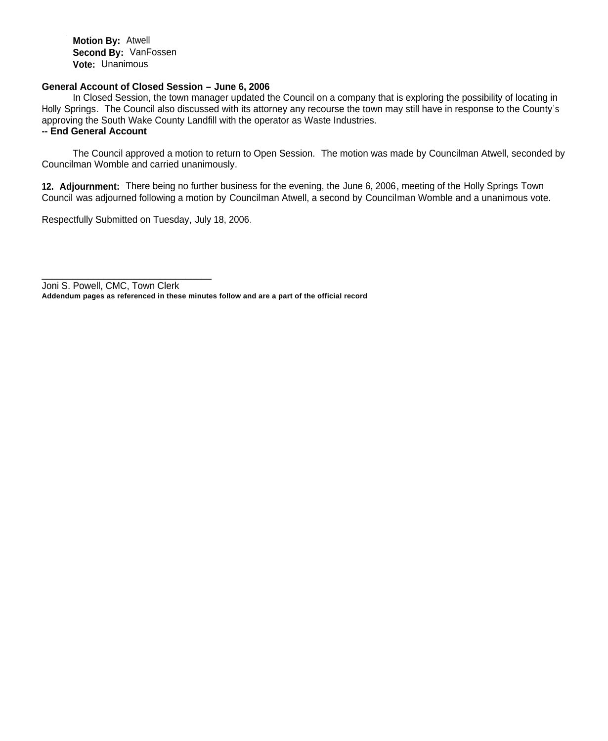**Motion By:** Atwell
**Second By:** VanFossen
**Vote:** Unanimous

**General Account of Closed Session – June 6, 2006**

In Closed Session, the town manager updated the Council on a company that is exploring the possibility of locating in Holly Springs. The Council also discussed with its attorney any recourse the town may still have in response to the County's approving the South Wake County Landfill with the operator as Waste Industries.

**-- End General Account**

The Council approved a motion to return to Open Session. The motion was made by Councilman Atwell, seconded by Councilman Womble and carried unanimously.

**12. Adjournment:** There being no further business for the evening, the June 6, 2006, meeting of the Holly Springs Town Council was adjourned following a motion by Councilman Atwell, a second by Councilman Womble and a unanimous vote.

Respectfully Submitted on Tuesday, July 18, 2006.

_______________________________

Joni S. Powell, CMC, Town Clerk

**Addendum pages as referenced in these minutes follow and are a part of the official record**